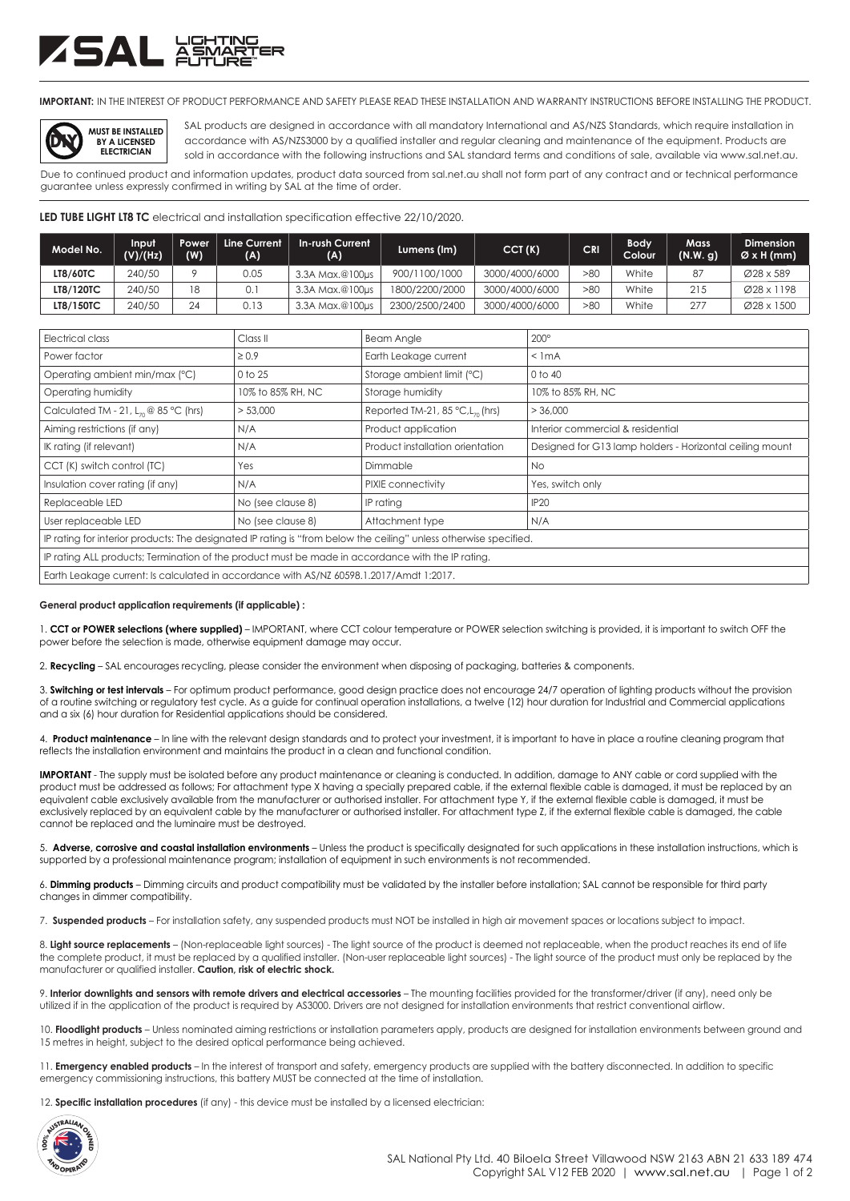**IMPORTANT:** IN THE INTEREST OF PRODUCT PERFORMANCE AND SAFETY PLEASE READ THESE INSTALLATION AND WARRANTY INSTRUCTIONS BEFORE INSTALLING THE PRODUCT.

**MUST BE INSTALLED BY A LICENSED ELECTRICIAN**

SAL products are designed in accordance with all mandatory International and AS/NZS Standards, which require installation in accordance with AS/NZS3000 by a qualified installer and regular cleaning and maintenance of the equipment. Products are sold in accordance with the following instructions and SAL standard terms and conditions of sale, available via www.sal.net.au.

Due to continued product and information updates, product data sourced from sal.net.au shall not form part of any contract and or technical performance guarantee unless expressly confirmed in writing by SAL at the time of order.

**LED TUBE LIGHT LT8 TC** electrical and installation specification effective 22/10/2020.

| Model No. | Input (V)/(Hz) | Power (W) | Line Current (A) | In-rush Current (A) | Lumens (lm) | CCT (K) | CRI | Body Colour | Mass (N.W. g) | Dimension Ø x H (mm) |
|---|---|---|---|---|---|---|---|---|---|---|
| **LT8/60TC** | 240/50 | 9 | 0.05 | 3.3A Max.@100µs | 900/1100/1000 | 3000/4000/6000 | >80 | White | 87 | Ø28 x 589 |
| **LT8/120TC** | 240/50 | 18 | 0.1 | 3.3A Max.@100µs | 1800/2200/2000 | 3000/4000/6000 | >80 | White | 215 | Ø28 x 1198 |
| **LT8/150TC** | 240/50 | 24 | 0.13 | 3.3A Max.@100µs | 2300/2500/2400 | 3000/4000/6000 | >80 | White | 277 | Ø28 x 1500 |

| | | | |
|---|---|---|---|
| Electrical class | Class II | Beam Angle | 200° |
| Power factor | ≥ 0.9 | Earth Leakage current | < 1mA |
| Operating ambient min/max (°C) | 0 to 25 | Storage ambient limit (°C) | 0 to 40 |
| Operating humidity | 10% to 85% RH, NC | Storage humidity | 10% to 85% RH, NC |
| Calculated TM - 21, $L_{70}$ @ 85 °C (hrs) | > 53,000 | Reported TM-21, 85 °C, $L_{70}$ (hrs) | > 36,000 |
| Aiming restrictions (if any) | N/A | Product application | Interior commercial & residential |
| IK rating (if relevant) | N/A | Product installation orientation | Designed for G13 lamp holders - Horizontal ceiling mount |
| CCT (K) switch control (TC) | Yes | Dimmable | No |
| Insulation cover rating (if any) | N/A | PIXIE connectivity | Yes, switch only |
| Replaceable LED | No (see clause 8) | IP rating | IP20 |
| User replaceable LED | No (see clause 8) | Attachment type | N/A |
| IP rating for interior products: The designated IP rating is "from below the ceiling" unless otherwise specified. | | | |
| IP rating ALL products; Termination of the product must be made in accordance with the IP rating. | | | |
| Earth Leakage current: Is calculated in accordance with AS/NZ 60598.1.2017/Amdt 1:2017. | | | |

**General product application requirements (if applicable) :**

1. **CCT or POWER selections (where supplied)** – IMPORTANT, where CCT colour temperature or POWER selection switching is provided, it is important to switch OFF the power before the selection is made, otherwise equipment damage may occur.

2. **Recycling** – SAL encourages recycling, please consider the environment when disposing of packaging, batteries & components.

3. **Switching or test intervals** – For optimum product performance, good design practice does not encourage 24/7 operation of lighting products without the provision of a routine switching or regulatory test cycle. As a guide for continual operation installations, a twelve (12) hour duration for Industrial and Commercial applications and a six (6) hour duration for Residential applications should be considered.

4. **Product maintenance** – In line with the relevant design standards and to protect your investment, it is important to have in place a routine cleaning program that reflects the installation environment and maintains the product in a clean and functional condition.

**IMPORTANT** - The supply must be isolated before any product maintenance or cleaning is conducted. In addition, damage to ANY cable or cord supplied with the product must be addressed as follows; For attachment type X having a specially prepared cable, if the external flexible cable is damaged, it must be replaced by an equivalent cable exclusively available from the manufacturer or authorised installer. For attachment type Y, if the external flexible cable is damaged, it must be exclusively replaced by an equivalent cable by the manufacturer or authorised installer. For attachment type Z, if the external flexible cable is damaged, the cable cannot be replaced and the luminaire must be destroyed.

5. **Adverse, corrosive and coastal installation environments** – Unless the product is specifically designated for such applications in these installation instructions, which is supported by a professional maintenance program; installation of equipment in such environments is not recommended.

6. **Dimming products** – Dimming circuits and product compatibility must be validated by the installer before installation; SAL cannot be responsible for third party changes in dimmer compatibility.

7. **Suspended products** – For installation safety, any suspended products must NOT be installed in high air movement spaces or locations subject to impact.

8. **Light source replacements** – (Non-replaceable light sources) - The light source of the product is deemed not replaceable, when the product reaches its end of life the complete product, it must be replaced by a qualified installer. (Non-user replaceable light sources) - The light source of the product must only be replaced by the manufacturer or qualified installer. **Caution, risk of electric shock.**

9. **Interior downlights and sensors with remote drivers and electrical accessories** – The mounting facilities provided for the transformer/driver (if any), need only be utilized if in the application of the product is required by AS3000. Drivers are not designed for installation environments that restrict conventional airflow.

10. **Floodlight products** – Unless nominated aiming restrictions or installation parameters apply, products are designed for installation environments between ground and 15 metres in height, subject to the desired optical performance being achieved.

11. **Emergency enabled products** – In the interest of transport and safety, emergency products are supplied with the battery disconnected. In addition to specific emergency commissioning instructions, this battery MUST be connected at the time of installation.

12. **Specific installation procedures** (if any) - this device must be installed by a licensed electrician:

SAL National Pty Ltd. 40 Biloela Street Villawood NSW 2163 ABN 21 633 189 474
Copyright SAL V12 FEB 2020 | www.sal.net.au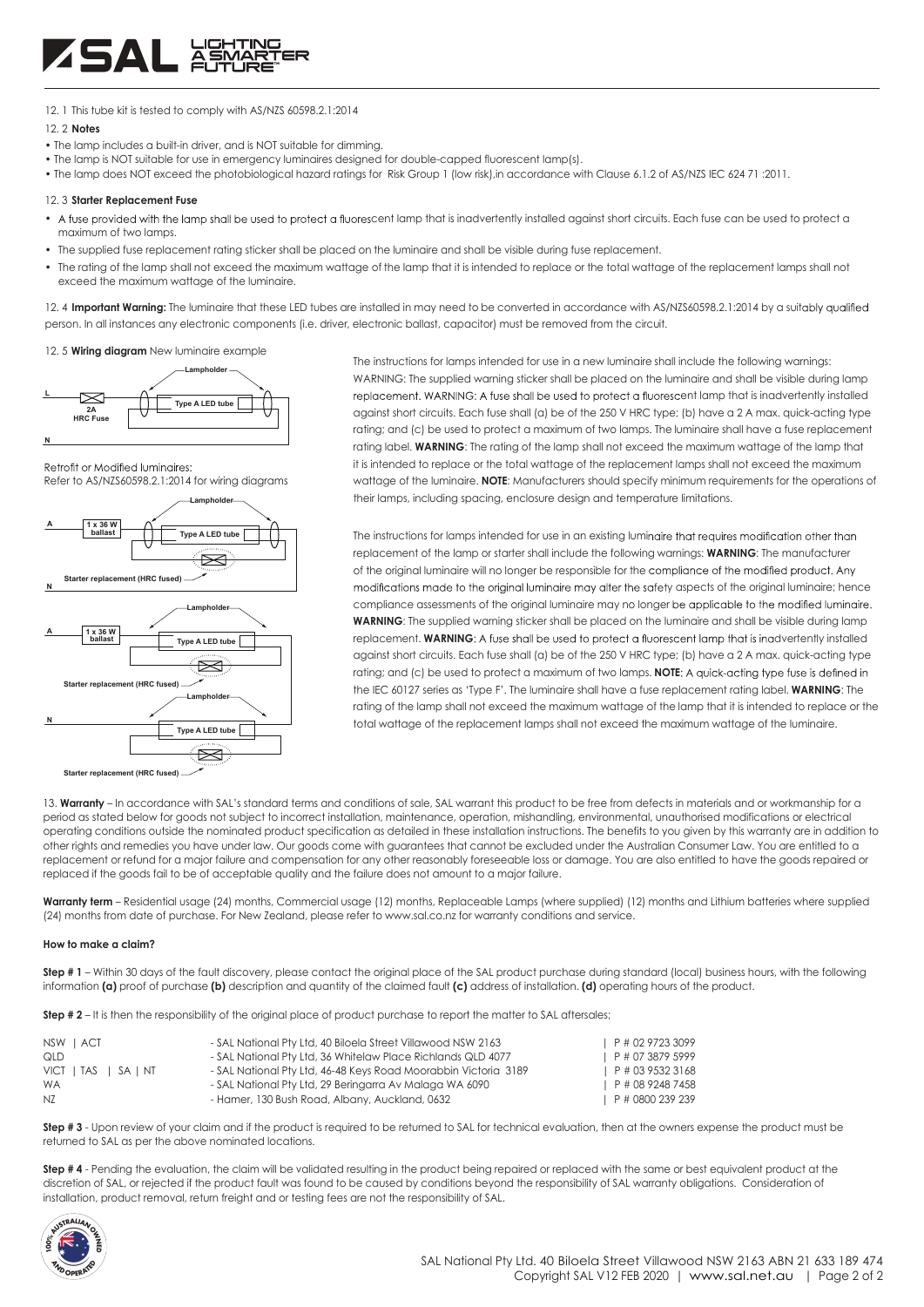12. 1 This tube kit is tested to comply with AS/NZS 60598.2.1:2014

12. 2 **Notes**

- The lamp includes a built-in driver, and is NOT suitable for dimming.
- The lamp is NOT suitable for use in emergency luminaires designed for double-capped fluorescent lamp(s).
- The lamp does NOT exceed the photobiological hazard ratings for Risk Group 1 (low risk),in accordance with Clause 6.1.2 of AS/NZS IEC 624 71 :2011.

12. 3 **Starter Replacement Fuse**

- A fuse provided with the lamp shall be used to protect a fluorescent lamp that is inadvertently installed against short circuits. Each fuse can be used to protect a maximum of two lamps.
- The supplied fuse replacement rating sticker shall be placed on the luminaire and shall be visible during fuse replacement.
- The rating of the lamp shall not exceed the maximum wattage of the lamp that it is intended to replace or the total wattage of the replacement lamps shall not exceed the maximum wattage of the luminaire.

12. 4 **Important Warning:** The luminaire that these LED tubes are installed in may need to be converted in accordance with AS/NZS60598.2.1:2014 by a suitably qualified person. In all instances any electronic components (i.e. driver, electronic ballast, capacitor) must be removed from the circuit.

12. 5 **Wiring diagram** New luminaire example

L
2A
HRC Fuse
Lampholder
Type A LED tube
N

Retrofit or Modified luminaires:
Refer to AS/NZS60598.2.1:2014 for wiring diagrams

A
1 x 36 W
ballast
Lampholder
Type A LED tube
Starter replacement (HRC fused)
N

A
1 x 36 W
ballast
Lampholder
Type A LED tube
Starter replacement (HRC fused)
Lampholder
N
Type A LED tube
Starter replacement (HRC fused)

The instructions for lamps intended for use in a new luminaire shall include the following warnings: WARNING: The supplied warning sticker shall be placed on the luminaire and shall be visible during lamp replacement. WARNING: A fuse shall be used to protect a fluorescent lamp that is inadvertently installed against short circuits. Each fuse shall (a) be of the 250 V HRC type; (b) have a 2 A max. quick-acting type rating; and (c) be used to protect a maximum of two lamps. The luminaire shall have a fuse replacement rating label. **WARNING**: The rating of the lamp shall not exceed the maximum wattage of the lamp that it is intended to replace or the total wattage of the replacement lamps shall not exceed the maximum wattage of the luminaire. **NOTE**: Manufacturers should specify minimum requirements for the operations of their lamps, including spacing, enclosure design and temperature limitations.

The instructions for lamps intended for use in an existing luminaire that requires modification other than replacement of the lamp or starter shall include the following warnings: **WARNING**: The manufacturer of the original luminaire will no longer be responsible for the compliance of the modified product. Any modifications made to the original luminaire may alter the safety aspects of the original luminaire; hence compliance assessments of the original luminaire may no longer be applicable to the modified luminaire. **WARNING**: The supplied warning sticker shall be placed on the luminaire and shall be visible during lamp replacement. **WARNING**: A fuse shall be used to protect a fluorescent lamp that is inadvertently installed against short circuits. Each fuse shall (a) be of the 250 V HRC type; (b) have a 2 A max. quick-acting type rating; and (c) be used to protect a maximum of two lamps. **NOTE**; A quick-acting type fuse is defined in the IEC 60127 series as 'Type F'. The luminaire shall have a fuse replacement rating label. **WARNING**: The rating of the lamp shall not exceed the maximum wattage of the lamp that it is intended to replace or the total wattage of the replacement lamps shall not exceed the maximum wattage of the luminaire.

13. **Warranty** – In accordance with SAL's standard terms and conditions of sale, SAL warrant this product to be free from defects in materials and or workmanship for a period as stated below for goods not subject to incorrect installation, maintenance, operation, mishandling, environmental, unauthorised modifications or electrical operating conditions outside the nominated product specification as detailed in these installation instructions. The benefits to you given by this warranty are in addition to other rights and remedies you have under law. Our goods come with guarantees that cannot be excluded under the Australian Consumer Law. You are entitled to a replacement or refund for a major failure and compensation for any other reasonably foreseeable loss or damage. You are also entitled to have the goods repaired or replaced if the goods fail to be of acceptable quality and the failure does not amount to a major failure.

**Warranty term** – Residential usage (24) months, Commercial usage (12) months, Replaceable Lamps (where supplied) (12) months and Lithium batteries where supplied (24) months from date of purchase. For New Zealand, please refer to www.sal.co.nz for warranty conditions and service.

**How to make a claim?**

**Step # 1** – Within 30 days of the fault discovery, please contact the original place of the SAL product purchase during standard (local) business hours, with the following information **(a)** proof of purchase **(b)** description and quantity of the claimed fault **(c)** address of installation. **(d)** operating hours of the product.

**Step # 2** – It is then the responsibility of the original place of product purchase to report the matter to SAL aftersales;

| | | |
|---|---|---|
| NSW \| ACT | - SAL National Pty Ltd, 40 Biloela Street Villawood NSW 2163 | P # 02 9723 3099 |
| QLD | - SAL National Pty Ltd, 36 Whitelaw Place Richlands QLD 4077 | P # 07 3879 5999 |
| VICT \| TAS \| SA \| NT | - SAL National Pty Ltd, 46-48 Keys Road Moorabbin Victoria 3189 | P # 03 9532 3168 |
| WA | - SAL National Pty Ltd, 29 Beringarra Av Malaga WA 6090 | P # 08 9248 7458 |
| NZ | - Hamer, 130 Bush Road, Albany, Auckland, 0632 | P # 0800 239 239 |

**Step # 3** - Upon review of your claim and if the product is required to be returned to SAL for technical evaluation, then at the owners expense the product must be returned to SAL as per the above nominated locations.

**Step # 4** - Pending the evaluation, the claim will be validated resulting in the product being repaired or replaced with the same or best equivalent product at the discretion of SAL, or rejected if the product fault was found to be caused by conditions beyond the responsibility of SAL warranty obligations. Consideration of installation, product removal, return freight and or testing fees are not the responsibility of SAL.

SAL National Pty Ltd. 40 Biloela Street Villawood NSW 2163 ABN 21 633 189 474
Copyright SAL V12 FEB 2020 | www.sal.net.au